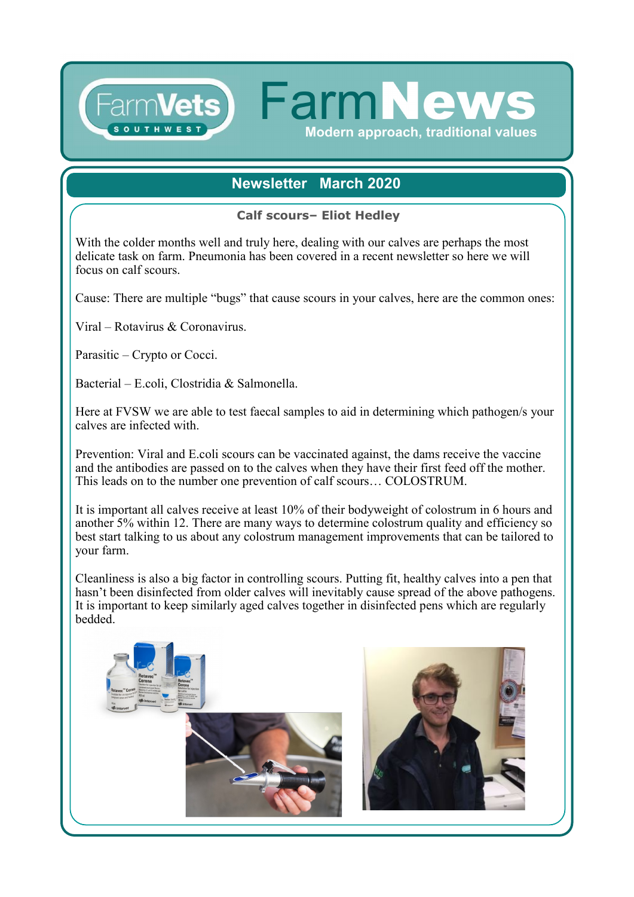# FarmVets SOUTHWEST FarmNews

Modern approach, traditional values

## Newsletter March 2020

### Calf scours– Eliot Hedley

With the colder months well and truly here, dealing with our calves are perhaps the most delicate task on farm. Pneumonia has been covered in a recent newsletter so here we will focus on calf scours.

Cause: There are multiple "bugs" that cause scours in your calves, here are the common ones:

Viral – Rotavirus & Coronavirus.

Parasitic – Crypto or Cocci.

Bacterial – E.coli, Clostridia & Salmonella.

Here at FVSW we are able to test faecal samples to aid in determining which pathogen/s your calves are infected with.

Prevention: Viral and E.coli scours can be vaccinated against, the dams receive the vaccine and the antibodies are passed on to the calves when they have their first feed off the mother. This leads on to the number one prevention of calf scours… COLOSTRUM.

It is important all calves receive at least 10% of their bodyweight of colostrum in 6 hours and another 5% within 12. There are many ways to determine colostrum quality and efficiency so best start talking to us about any colostrum management improvements that can be tailored to your farm.

Cleanliness is also a big factor in controlling scours. Putting fit, healthy calves into a pen that hasn't been disinfected from older calves will inevitably cause spread of the above pathogens. It is important to keep similarly aged calves together in disinfected pens which are regularly bedded.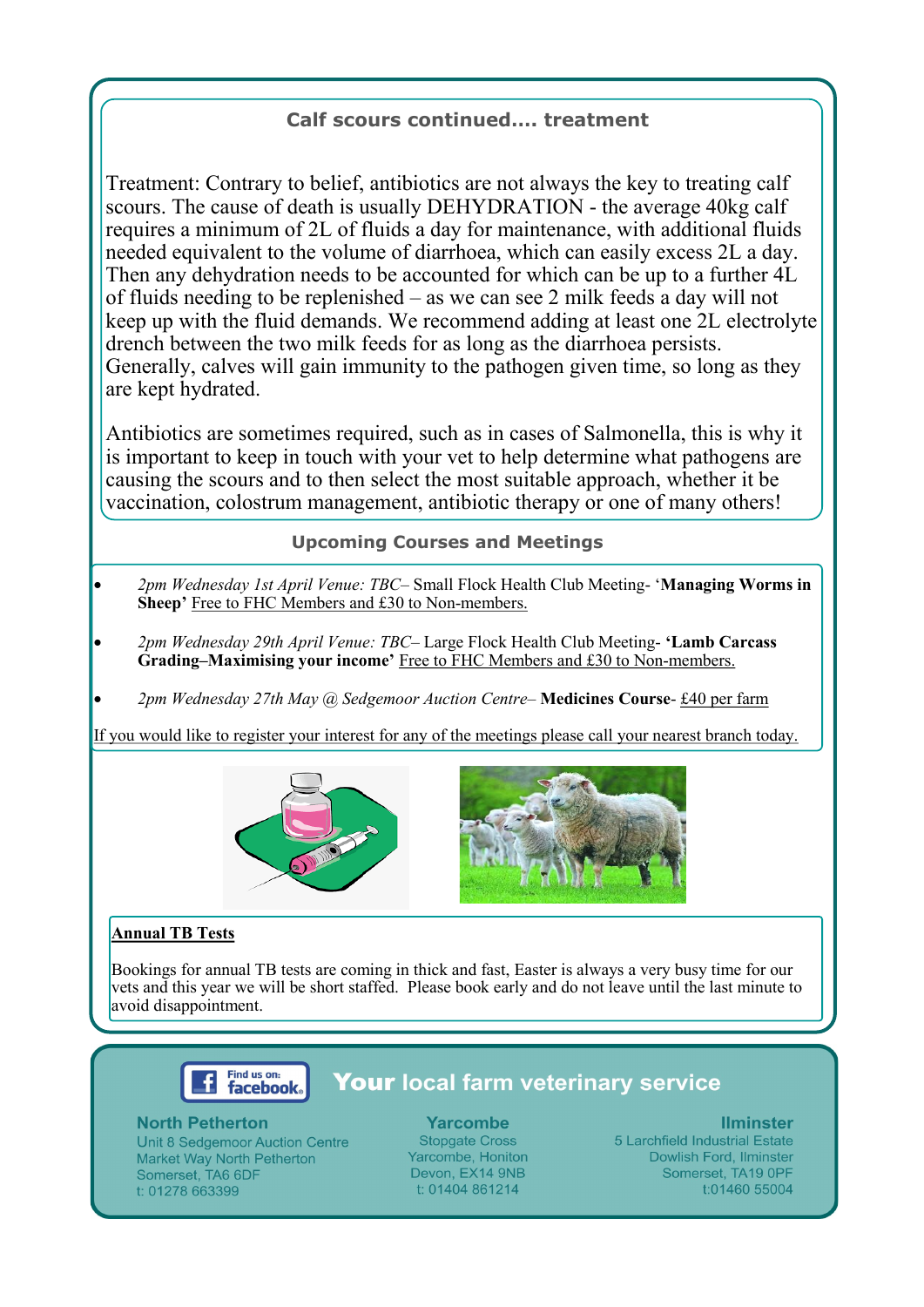## Calf scours continued…. treatment

Treatment: Contrary to belief, antibiotics are not always the key to treating calf scours. The cause of death is usually DEHYDRATION - the average 40kg calf requires a minimum of 2L of fluids a day for maintenance, with additional fluids needed equivalent to the volume of diarrhoea, which can easily excess 2L a day. Then any dehydration needs to be accounted for which can be up to a further 4L of fluids needing to be replenished – as we can see 2 milk feeds a day will not keep up with the fluid demands. We recommend adding at least one 2L electrolyte drench between the two milk feeds for as long as the diarrhoea persists. Generally, calves will gain immunity to the pathogen given time, so long as they are kept hydrated.

Antibiotics are sometimes required, such as in cases of Salmonella, this is why it is important to keep in touch with your vet to help determine what pathogens are causing the scours and to then select the most suitable approach, whether it be vaccination, colostrum management, antibiotic therapy or one of many others!

## Upcoming Courses and Meetings

- *2pm Wednesday 1st April Venue: TBC*– Small Flock Health Club Meeting- '**Managing Worms in Sheep'** Free to FHC Members and £30 to Non-members.
- *2pm Wednesday 29th April Venue: TBC*– Large Flock Health Club Meeting- **'Lamb Carcass Grading–Maximising your income'** Free to FHC Members and £30 to Non-members.
- *2pm Wednesday 27th May @ Sedgemoor Auction Centre*– **Medicines Course**- £40 per farm

If you would like to register your interest for any of the meetings please call your nearest branch today.

**Annual TB Tests**

Bookings for annual TB tests are coming in thick and fast, Easter is always a very busy time for our vets and this year we will be short staffed. Please book early and do not leave until the last minute to avoid disappointment.

Find us on: facebook

**Your local farm veterinary service**

**North Petherton**
Unit 8 Sedgemoor Auction Centre
Market Way North Petherton
Somerset, TA6 6DF
t: 01278 663399

**Yarcombe**
Stopgate Cross
Yarcombe, Honiton
Devon, EX14 9NB
t: 01404 861214

**Ilminster**
5 Larchfield Industrial Estate
Dowlish Ford, Ilminster
Somerset, TA19 0PF
t:01460 55004